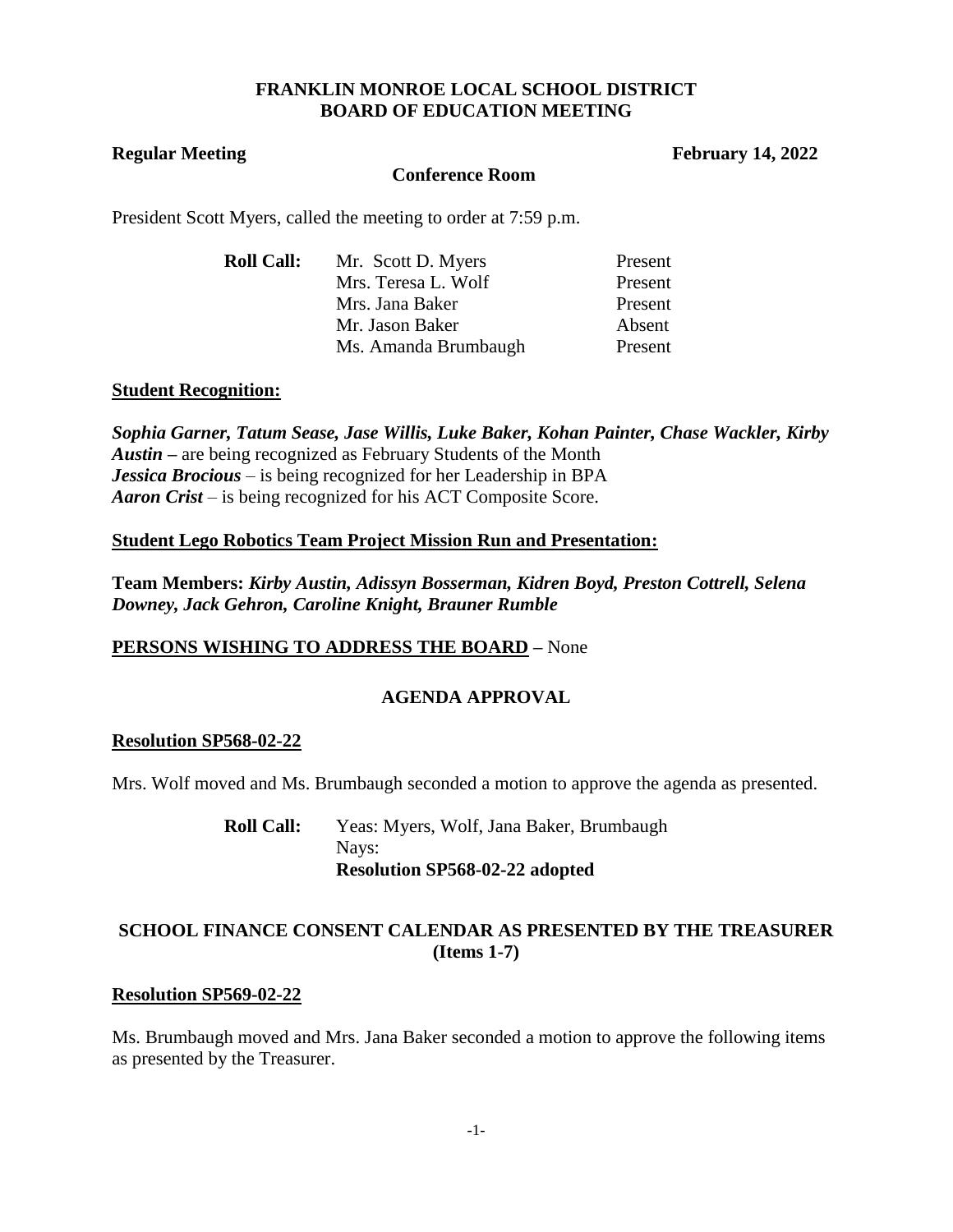# FRANKLIN MONROE LOCAL SCHOOL DISTRICT
# BOARD OF EDUCATION MEETING

**Regular Meeting** **February 14, 2022**

**Conference Room**

President Scott Myers, called the meeting to order at 7:59 p.m.

| **Roll Call:** | Mr. Scott D. Myers | Present |
|---|---|---|
| | Mrs. Teresa L. Wolf | Present |
| | Mrs. Jana Baker | Present |
| | Mr. Jason Baker | Absent |
| | Ms. Amanda Brumbaugh | Present |

**Student Recognition:**

***Sophia Garner, Tatum Sease, Jase Willis, Luke Baker, Kohan Painter, Chase Wackler, Kirby Austin*** **–** are being recognized as February Students of the Month
***Jessica Brocious*** – is being recognized for her Leadership in BPA
***Aaron Crist*** – is being recognized for his ACT Composite Score.

**Student Lego Robotics Team Project Mission Run and Presentation:**

**Team Members:** ***Kirby Austin, Adissyn Bosserman, Kidren Boyd, Preston Cottrell, Selena Downey, Jack Gehron, Caroline Knight, Brauner Rumble***

**PERSONS WISHING TO ADDRESS THE BOARD –** None

## AGENDA APPROVAL

**Resolution SP568-02-22**

Mrs. Wolf moved and Ms. Brumbaugh seconded a motion to approve the agenda as presented.

**Roll Call:** Yeas: Myers, Wolf, Jana Baker, Brumbaugh
Nays:
**Resolution SP568-02-22 adopted**

## SCHOOL FINANCE CONSENT CALENDAR AS PRESENTED BY THE TREASURER (Items 1-7)

**Resolution SP569-02-22**

Ms. Brumbaugh moved and Mrs. Jana Baker seconded a motion to approve the following items as presented by the Treasurer.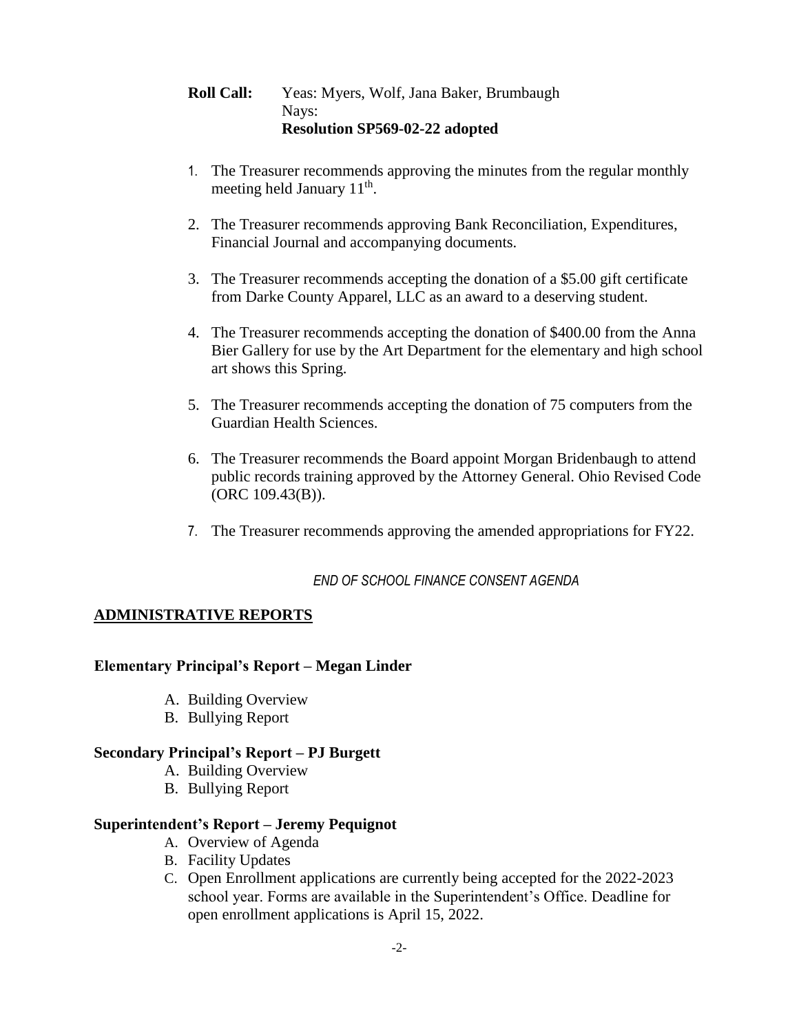**Roll Call:** Yeas: Myers, Wolf, Jana Baker, Brumbaugh
Nays:
**Resolution SP569-02-22 adopted**

1. The Treasurer recommends approving the minutes from the regular monthly meeting held January 11th.

2. The Treasurer recommends approving Bank Reconciliation, Expenditures, Financial Journal and accompanying documents.

3. The Treasurer recommends accepting the donation of a $5.00 gift certificate from Darke County Apparel, LLC as an award to a deserving student.

4. The Treasurer recommends accepting the donation of $400.00 from the Anna Bier Gallery for use by the Art Department for the elementary and high school art shows this Spring.

5. The Treasurer recommends accepting the donation of 75 computers from the Guardian Health Sciences.

6. The Treasurer recommends the Board appoint Morgan Bridenbaugh to attend public records training approved by the Attorney General. Ohio Revised Code (ORC 109.43(B)).

7. The Treasurer recommends approving the amended appropriations for FY22.

*END OF SCHOOL FINANCE CONSENT AGENDA*

## ADMINISTRATIVE REPORTS

### Elementary Principal's Report – Megan Linder

A. Building Overview
B. Bullying Report

### Secondary Principal's Report – PJ Burgett

A. Building Overview
B. Bullying Report

### Superintendent's Report – Jeremy Pequignot

A. Overview of Agenda
B. Facility Updates
C. Open Enrollment applications are currently being accepted for the 2022-2023 school year. Forms are available in the Superintendent's Office. Deadline for open enrollment applications is April 15, 2022.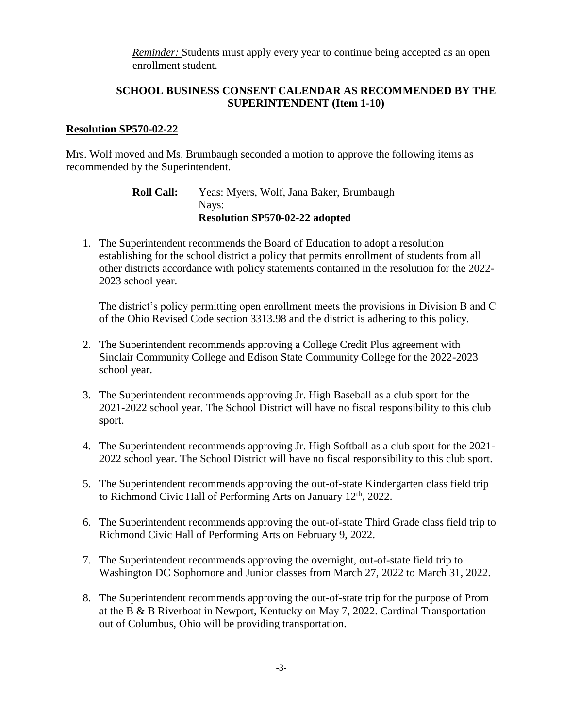*Reminder:* Students must apply every year to continue being accepted as an open enrollment student.

**SCHOOL BUSINESS CONSENT CALENDAR AS RECOMMENDED BY THE SUPERINTENDENT (Item 1-10)**

**Resolution SP570-02-22**

Mrs. Wolf moved and Ms. Brumbaugh seconded a motion to approve the following items as recommended by the Superintendent.

**Roll Call:** Yeas: Myers, Wolf, Jana Baker, Brumbaugh
Nays:
**Resolution SP570-02-22 adopted**

1. The Superintendent recommends the Board of Education to adopt a resolution establishing for the school district a policy that permits enrollment of students from all other districts accordance with policy statements contained in the resolution for the 2022-2023 school year.

   The district's policy permitting open enrollment meets the provisions in Division B and C of the Ohio Revised Code section 3313.98 and the district is adhering to this policy.

2. The Superintendent recommends approving a College Credit Plus agreement with Sinclair Community College and Edison State Community College for the 2022-2023 school year.

3. The Superintendent recommends approving Jr. High Baseball as a club sport for the 2021-2022 school year. The School District will have no fiscal responsibility to this club sport.

4. The Superintendent recommends approving Jr. High Softball as a club sport for the 2021-2022 school year. The School District will have no fiscal responsibility to this club sport.

5. The Superintendent recommends approving the out-of-state Kindergarten class field trip to Richmond Civic Hall of Performing Arts on January 12th, 2022.

6. The Superintendent recommends approving the out-of-state Third Grade class field trip to Richmond Civic Hall of Performing Arts on February 9, 2022.

7. The Superintendent recommends approving the overnight, out-of-state field trip to Washington DC Sophomore and Junior classes from March 27, 2022 to March 31, 2022.

8. The Superintendent recommends approving the out-of-state trip for the purpose of Prom at the B & B Riverboat in Newport, Kentucky on May 7, 2022. Cardinal Transportation out of Columbus, Ohio will be providing transportation.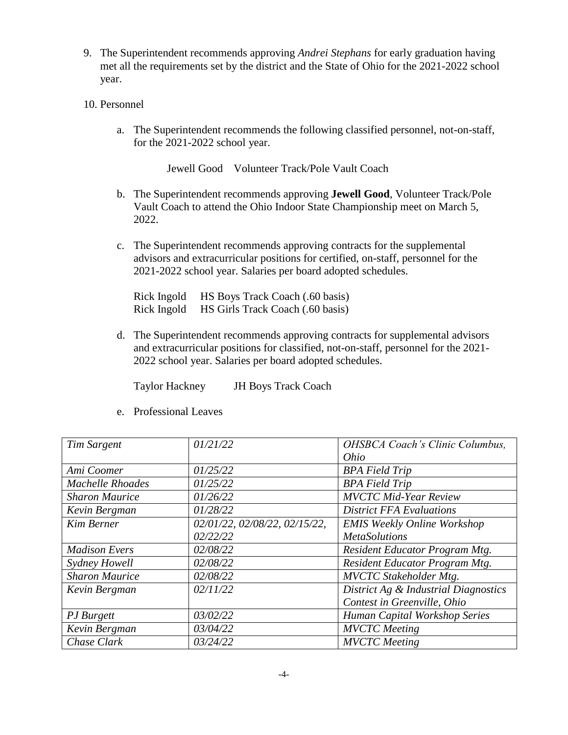9. The Superintendent recommends approving *Andrei Stephans* for early graduation having met all the requirements set by the district and the State of Ohio for the 2021-2022 school year.

10. Personnel

    a. The Superintendent recommends the following classified personnel, not-on-staff, for the 2021-2022 school year.

       Jewell Good    Volunteer Track/Pole Vault Coach

    b. The Superintendent recommends approving **Jewell Good**, Volunteer Track/Pole Vault Coach to attend the Ohio Indoor State Championship meet on March 5, 2022.

    c. The Superintendent recommends approving contracts for the supplemental advisors and extracurricular positions for certified, on-staff, personnel for the 2021-2022 school year. Salaries per board adopted schedules.

       Rick Ingold    HS Boys Track Coach (.60 basis)
       Rick Ingold    HS Girls Track Coach (.60 basis)

    d. The Superintendent recommends approving contracts for supplemental advisors and extracurricular positions for classified, not-on-staff, personnel for the 2021-2022 school year. Salaries per board adopted schedules.

       Taylor Hackney    JH Boys Track Coach

    e. Professional Leaves

| | | |
|---|---|---|
| *Tim Sargent* | *01/21/22* | *OHSBCA Coach's Clinic Columbus, Ohio* |
| *Ami Coomer* | *01/25/22* | *BPA Field Trip* |
| *Machelle Rhoades* | *01/25/22* | *BPA Field Trip* |
| *Sharon Maurice* | *01/26/22* | *MVCTC Mid-Year Review* |
| *Kevin Bergman* | *01/28/22* | *District FFA Evaluations* |
| *Kim Berner* | *02/01/22, 02/08/22, 02/15/22, 02/22/22* | *EMIS Weekly Online Workshop MetaSolutions* |
| *Madison Evers* | *02/08/22* | *Resident Educator Program Mtg.* |
| *Sydney Howell* | *02/08/22* | *Resident Educator Program Mtg.* |
| *Sharon Maurice* | *02/08/22* | *MVCTC Stakeholder Mtg.* |
| *Kevin Bergman* | *02/11/22* | *District Ag & Industrial Diagnostics Contest in Greenville, Ohio* |
| *PJ Burgett* | *03/02/22* | *Human Capital Workshop Series* |
| *Kevin Bergman* | *03/04/22* | *MVCTC Meeting* |
| *Chase Clark* | *03/24/22* | *MVCTC Meeting* |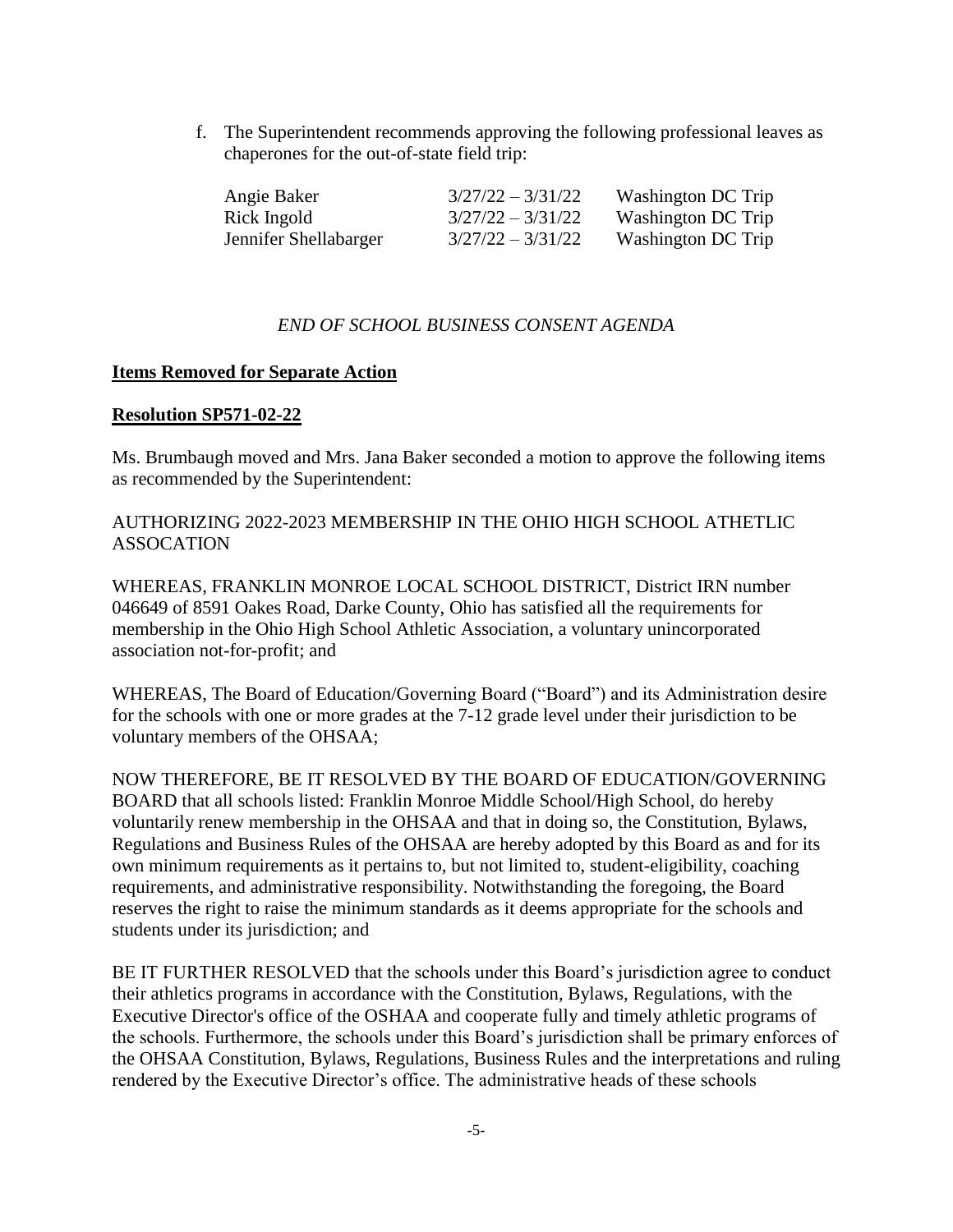f. The Superintendent recommends approving the following professional leaves as chaperones for the out-of-state field trip:

| | | |
|---|---|---|
| Angie Baker | 3/27/22 – 3/31/22 | Washington DC Trip |
| Rick Ingold | 3/27/22 – 3/31/22 | Washington DC Trip |
| Jennifer Shellabarger | 3/27/22 – 3/31/22 | Washington DC Trip |

*END OF SCHOOL BUSINESS CONSENT AGENDA*

**Items Removed for Separate Action**

**Resolution SP571-02-22**

Ms. Brumbaugh moved and Mrs. Jana Baker seconded a motion to approve the following items as recommended by the Superintendent:

AUTHORIZING 2022-2023 MEMBERSHIP IN THE OHIO HIGH SCHOOL ATHETLIC ASSOCATION

WHEREAS, FRANKLIN MONROE LOCAL SCHOOL DISTRICT, District IRN number 046649 of 8591 Oakes Road, Darke County, Ohio has satisfied all the requirements for membership in the Ohio High School Athletic Association, a voluntary unincorporated association not-for-profit; and

WHEREAS, The Board of Education/Governing Board ("Board") and its Administration desire for the schools with one or more grades at the 7-12 grade level under their jurisdiction to be voluntary members of the OHSAA;

NOW THEREFORE, BE IT RESOLVED BY THE BOARD OF EDUCATION/GOVERNING BOARD that all schools listed: Franklin Monroe Middle School/High School, do hereby voluntarily renew membership in the OHSAA and that in doing so, the Constitution, Bylaws, Regulations and Business Rules of the OHSAA are hereby adopted by this Board as and for its own minimum requirements as it pertains to, but not limited to, student-eligibility, coaching requirements, and administrative responsibility. Notwithstanding the foregoing, the Board reserves the right to raise the minimum standards as it deems appropriate for the schools and students under its jurisdiction; and

BE IT FURTHER RESOLVED that the schools under this Board's jurisdiction agree to conduct their athletics programs in accordance with the Constitution, Bylaws, Regulations, with the Executive Director's office of the OSHAA and cooperate fully and timely athletic programs of the schools. Furthermore, the schools under this Board's jurisdiction shall be primary enforces of the OHSAA Constitution, Bylaws, Regulations, Business Rules and the interpretations and ruling rendered by the Executive Director's office. The administrative heads of these schools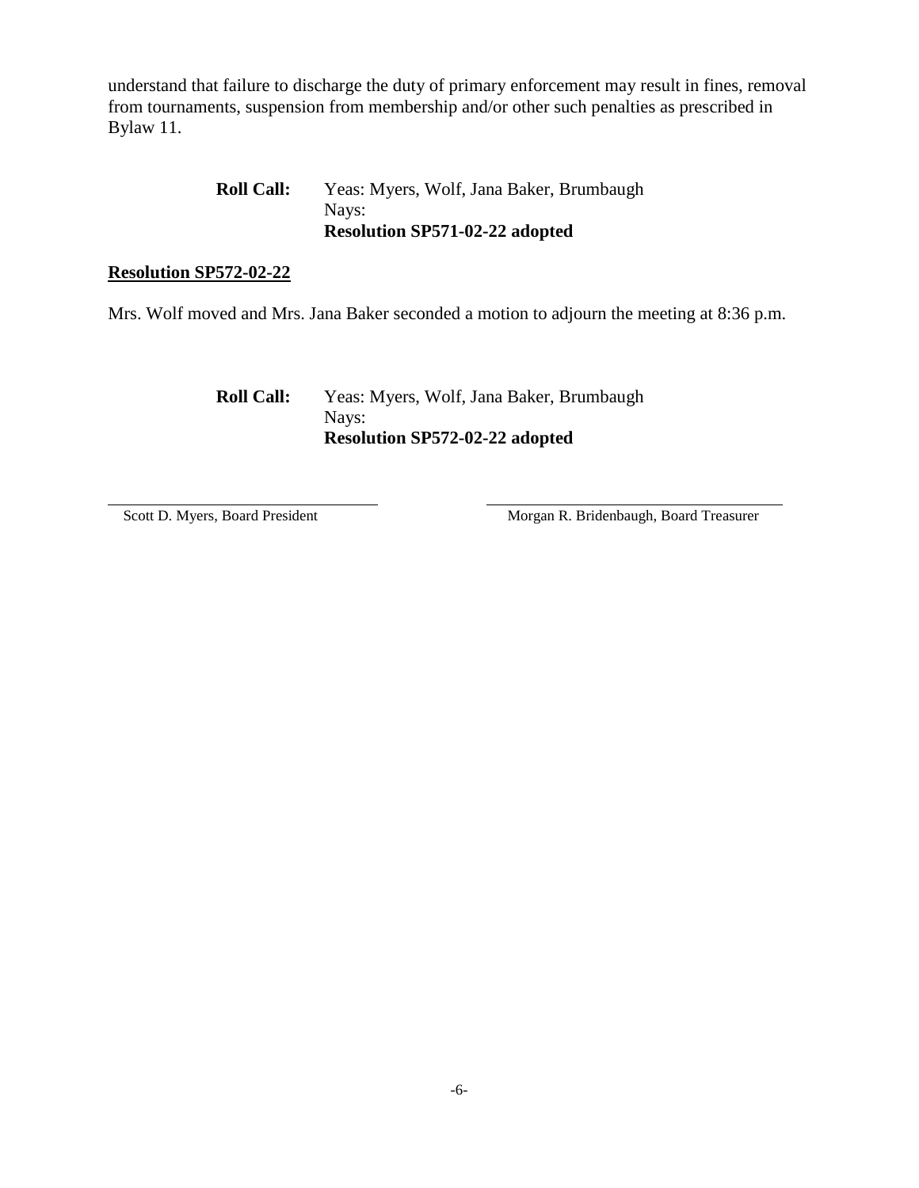understand that failure to discharge the duty of primary enforcement may result in fines, removal from tournaments, suspension from membership and/or other such penalties as prescribed in Bylaw 11.

**Roll Call:** Yeas: Myers, Wolf, Jana Baker, Brumbaugh
Nays:
**Resolution SP571-02-22 adopted**

**Resolution SP572-02-22**

Mrs. Wolf moved and Mrs. Jana Baker seconded a motion to adjourn the meeting at 8:36 p.m.

**Roll Call:** Yeas: Myers, Wolf, Jana Baker, Brumbaugh
Nays:
**Resolution SP572-02-22 adopted**

Scott D. Myers, Board President

Morgan R. Bridenbaugh, Board Treasurer